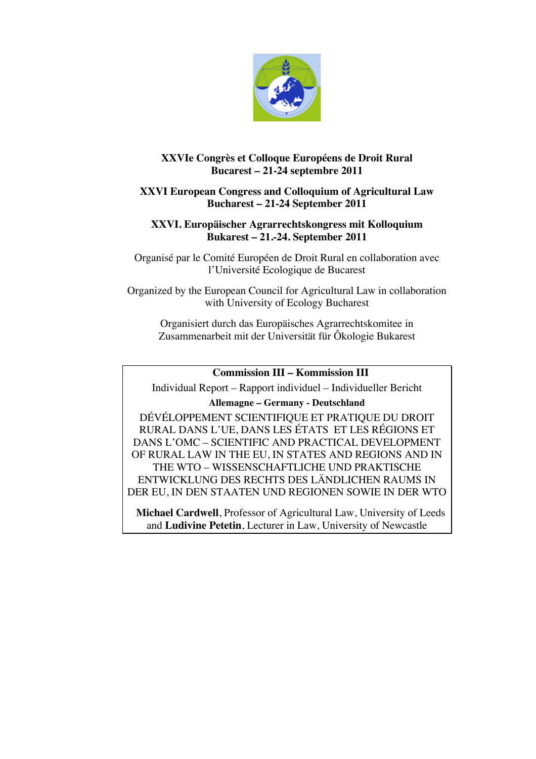**XXVIe Congrès et Colloque Européens de Droit Rural**
**Bucarest – 21-24 septembre 2011**

**XXVI European Congress and Colloquium of Agricultural Law**
**Bucharest – 21-24 September 2011**

**XXVI. Europäischer Agrarrechtskongress mit Kolloquium**
**Bukarest – 21.-24. September 2011**

Organisé par le Comité Européen de Droit Rural en collaboration avec l'Université Ecologique de Bucarest

Organized by the European Council for Agricultural Law in collaboration with University of Ecology Bucharest

Organisiert durch das Europäisches Agrarrechtskomitee in Zusammenarbeit mit der Universität für Ôkologie Bukarest

**Commission III – Kommission III**

Individual Report – Rapport individuel – Individueller Bericht

**Allemagne – Germany - Deutschland**

DÉVÉLOPPEMENT SCIENTIFIQUE ET PRATIQUE DU DROIT RURAL DANS L'UE, DANS LES ÉTATS ET LES RÉGIONS ET DANS L'OMC – SCIENTIFIC AND PRACTICAL DEVELOPMENT OF RURAL LAW IN THE EU, IN STATES AND REGIONS AND IN THE WTO – WISSENSCHAFTLICHE UND PRAKTISCHE ENTWICKLUNG DES RECHTS DES LÄNDLICHEN RAUMS IN DER EU, IN DEN STAATEN UND REGIONEN SOWIE IN DER WTO

**Michael Cardwell**, Professor of Agricultural Law, University of Leeds and **Ludivine Petetin**, Lecturer in Law, University of Newcastle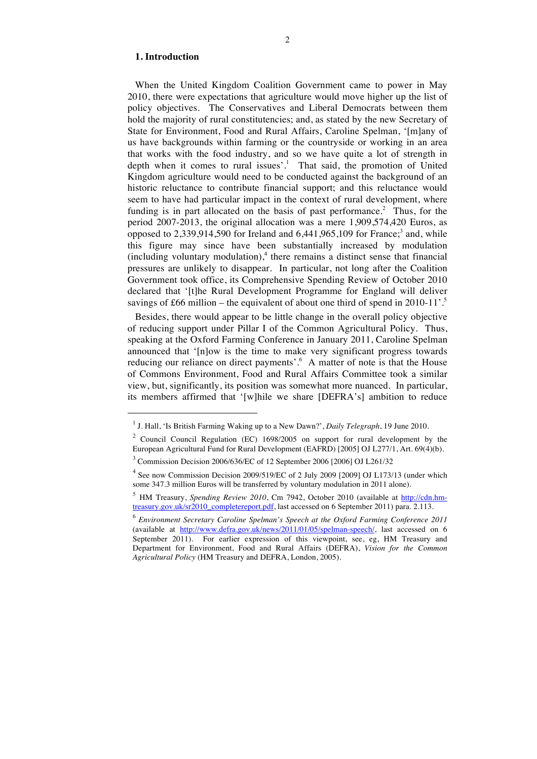## 1. Introduction

When the United Kingdom Coalition Government came to power in May 2010, there were expectations that agriculture would move higher up the list of policy objectives. The Conservatives and Liberal Democrats between them hold the majority of rural constituencies; and, as stated by the new Secretary of State for Environment, Food and Rural Affairs, Caroline Spelman, '[m]any of us have backgrounds within farming or the countryside or working in an area that works with the food industry, and so we have quite a lot of strength in depth when it comes to rural issues'.[1] That said, the promotion of United Kingdom agriculture would need to be conducted against the background of an historic reluctance to contribute financial support; and this reluctance would seem to have had particular impact in the context of rural development, where funding is in part allocated on the basis of past performance.[2] Thus, for the period 2007-2013, the original allocation was a mere 1,909,574,420 Euros, as opposed to 2,339,914,590 for Ireland and 6,441,965,109 for France;[3] and, while this figure may since have been substantially increased by modulation (including voluntary modulation),[4] there remains a distinct sense that financial pressures are unlikely to disappear. In particular, not long after the Coalition Government took office, its Comprehensive Spending Review of October 2010 declared that '[t]he Rural Development Programme for England will deliver savings of £66 million – the equivalent of about one third of spend in 2010-11'.[5]

Besides, there would appear to be little change in the overall policy objective of reducing support under Pillar I of the Common Agricultural Policy. Thus, speaking at the Oxford Farming Conference in January 2011, Caroline Spelman announced that '[n]ow is the time to make very significant progress towards reducing our reliance on direct payments'.[6] A matter of note is that the House of Commons Environment, Food and Rural Affairs Committee took a similar view, but, significantly, its position was somewhat more nuanced. In particular, its members affirmed that '[w]hile we share [DEFRA's] ambition to reduce

---

[1] J. Hall, 'Is British Farming Waking up to a New Dawn?', *Daily Telegraph*, 19 June 2010.

[2] Council Council Regulation (EC) 1698/2005 on support for rural development by the European Agricultural Fund for Rural Development (EAFRD) [2005] OJ L277/1, Art. 69(4)(b).

[3] Commission Decision 2006/636/EC of 12 September 2006 [2006] OJ L261/32

[4] See now Commission Decision 2009/519/EC of 2 July 2009 [2009] OJ L173/13 (under which some 347.3 million Euros will be transferred by voluntary modulation in 2011 alone).

[5] HM Treasury, *Spending Review 2010*, Cm 7942, October 2010 (available at http://cdn.hm-treasury.gov.uk/sr2010_completereport.pdf, last accessed on 6 September 2011) para. 2.113.

[6] *Environment Secretary Caroline Spelman's Speech at the Oxford Farming Conference 2011* (available at http://www.defra.gov.uk/news/2011/01/05/spelman-speech/, last accessed on 6 September 2011). For earlier expression of this viewpoint, see, eg, HM Treasury and Department for Environment, Food and Rural Affairs (DEFRA), *Vision for the Common Agricultural Policy* (HM Treasury and DEFRA, London, 2005).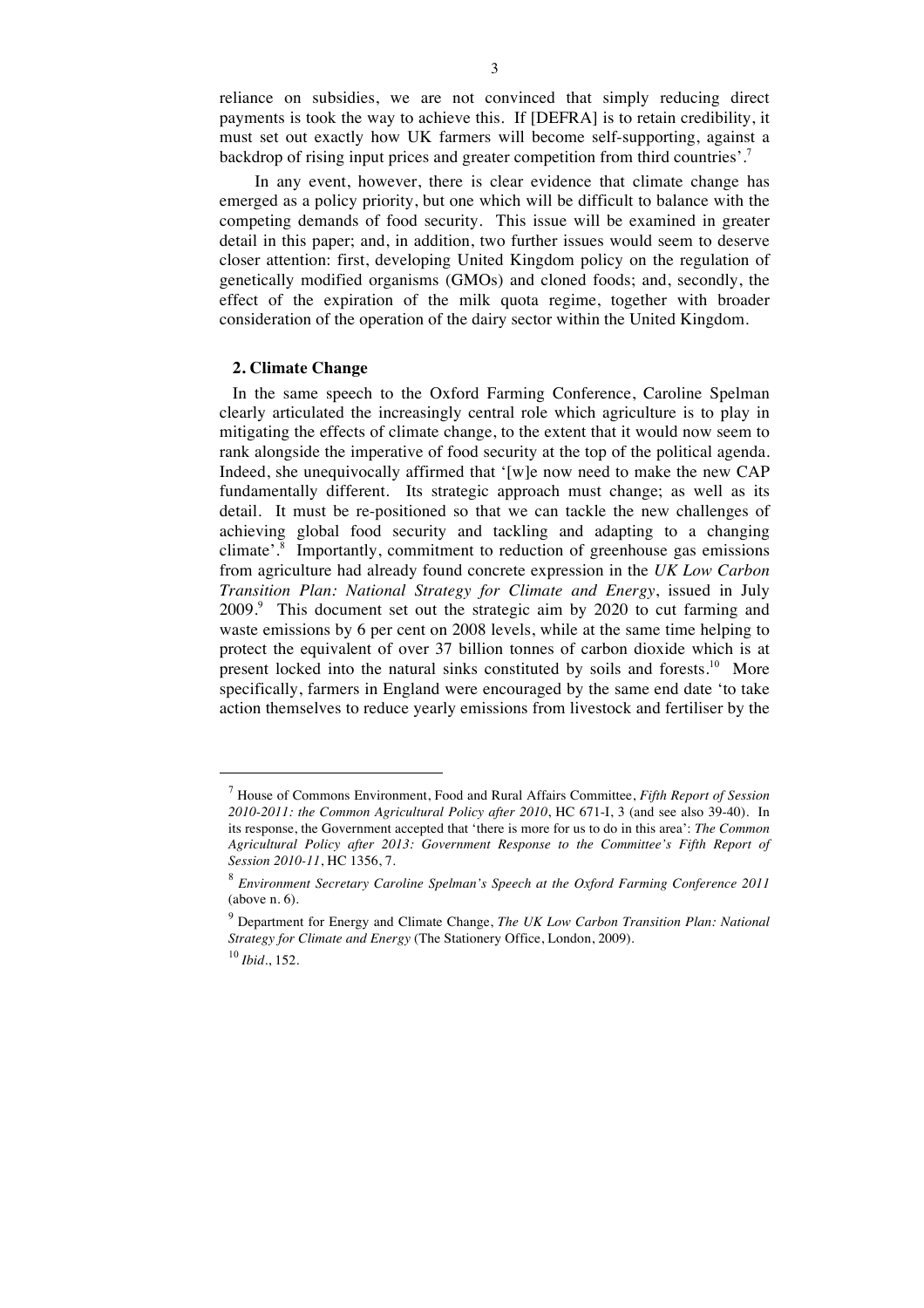reliance on subsidies, we are not convinced that simply reducing direct payments is took the way to achieve this. If [DEFRA] is to retain credibility, it must set out exactly how UK farmers will become self-supporting, against a backdrop of rising input prices and greater competition from third countries'.[7]

In any event, however, there is clear evidence that climate change has emerged as a policy priority, but one which will be difficult to balance with the competing demands of food security. This issue will be examined in greater detail in this paper; and, in addition, two further issues would seem to deserve closer attention: first, developing United Kingdom policy on the regulation of genetically modified organisms (GMOs) and cloned foods; and, secondly, the effect of the expiration of the milk quota regime, together with broader consideration of the operation of the dairy sector within the United Kingdom.

## 2. Climate Change

In the same speech to the Oxford Farming Conference, Caroline Spelman clearly articulated the increasingly central role which agriculture is to play in mitigating the effects of climate change, to the extent that it would now seem to rank alongside the imperative of food security at the top of the political agenda. Indeed, she unequivocally affirmed that '[w]e now need to make the new CAP fundamentally different. Its strategic approach must change; as well as its detail. It must be re-positioned so that we can tackle the new challenges of achieving global food security and tackling and adapting to a changing climate'.[8] Importantly, commitment to reduction of greenhouse gas emissions from agriculture had already found concrete expression in the *UK Low Carbon Transition Plan: National Strategy for Climate and Energy*, issued in July 2009.[9] This document set out the strategic aim by 2020 to cut farming and waste emissions by 6 per cent on 2008 levels, while at the same time helping to protect the equivalent of over 37 billion tonnes of carbon dioxide which is at present locked into the natural sinks constituted by soils and forests.[10] More specifically, farmers in England were encouraged by the same end date 'to take action themselves to reduce yearly emissions from livestock and fertiliser by the

---

[7] House of Commons Environment, Food and Rural Affairs Committee, *Fifth Report of Session 2010-2011: the Common Agricultural Policy after 2010*, HC 671-I, 3 (and see also 39-40). In its response, the Government accepted that 'there is more for us to do in this area': *The Common Agricultural Policy after 2013: Government Response to the Committee's Fifth Report of Session 2010-11*, HC 1356, 7.

[8] *Environment Secretary Caroline Spelman's Speech at the Oxford Farming Conference 2011* (above n. 6).

[9] Department for Energy and Climate Change, *The UK Low Carbon Transition Plan: National Strategy for Climate and Energy* (The Stationery Office, London, 2009).

[10] *Ibid*., 152.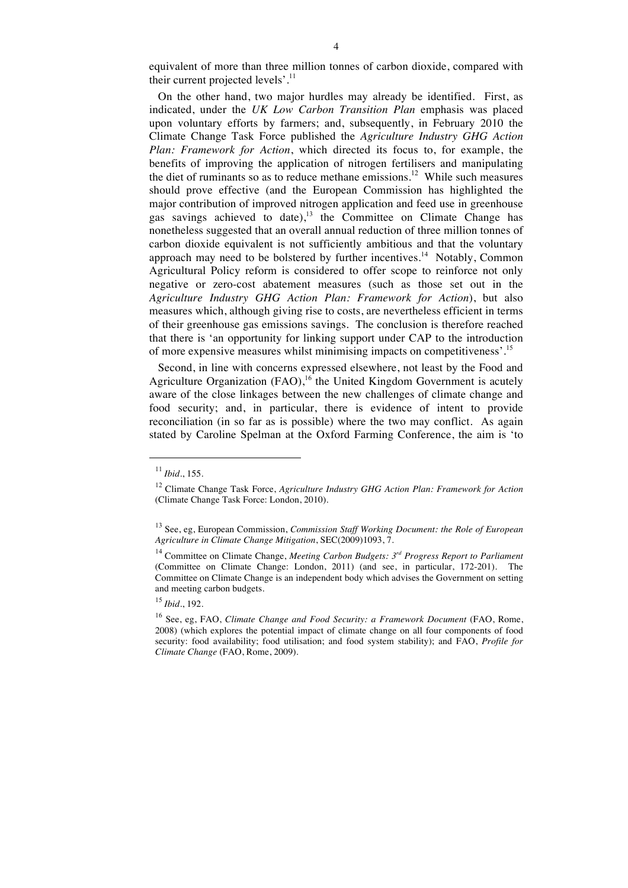equivalent of more than three million tonnes of carbon dioxide, compared with their current projected levels'.[11]

On the other hand, two major hurdles may already be identified. First, as indicated, under the *UK Low Carbon Transition Plan* emphasis was placed upon voluntary efforts by farmers; and, subsequently, in February 2010 the Climate Change Task Force published the *Agriculture Industry GHG Action Plan: Framework for Action*, which directed its focus to, for example, the benefits of improving the application of nitrogen fertilisers and manipulating the diet of ruminants so as to reduce methane emissions.[12] While such measures should prove effective (and the European Commission has highlighted the major contribution of improved nitrogen application and feed use in greenhouse gas savings achieved to date),[13] the Committee on Climate Change has nonetheless suggested that an overall annual reduction of three million tonnes of carbon dioxide equivalent is not sufficiently ambitious and that the voluntary approach may need to be bolstered by further incentives.[14] Notably, Common Agricultural Policy reform is considered to offer scope to reinforce not only negative or zero-cost abatement measures (such as those set out in the *Agriculture Industry GHG Action Plan: Framework for Action*), but also measures which, although giving rise to costs, are nevertheless efficient in terms of their greenhouse gas emissions savings. The conclusion is therefore reached that there is 'an opportunity for linking support under CAP to the introduction of more expensive measures whilst minimising impacts on competitiveness'.[15]

Second, in line with concerns expressed elsewhere, not least by the Food and Agriculture Organization (FAO),[16] the United Kingdom Government is acutely aware of the close linkages between the new challenges of climate change and food security; and, in particular, there is evidence of intent to provide reconciliation (in so far as is possible) where the two may conflict. As again stated by Caroline Spelman at the Oxford Farming Conference, the aim is 'to

---

[11] *Ibid*., 155.

[12] Climate Change Task Force, *Agriculture Industry GHG Action Plan: Framework for Action* (Climate Change Task Force: London, 2010).

[13] See, eg, European Commission, *Commission Staff Working Document: the Role of European Agriculture in Climate Change Mitigation*, SEC(2009)1093, 7.

[14] Committee on Climate Change, *Meeting Carbon Budgets: 3rd Progress Report to Parliament* (Committee on Climate Change: London, 2011) (and see, in particular, 172-201). The Committee on Climate Change is an independent body which advises the Government on setting and meeting carbon budgets.

[15] *Ibid*., 192.

[16] See, eg, FAO, *Climate Change and Food Security: a Framework Document* (FAO, Rome, 2008) (which explores the potential impact of climate change on all four components of food security: food availability; food utilisation; and food system stability); and FAO, *Profile for Climate Change* (FAO, Rome, 2009).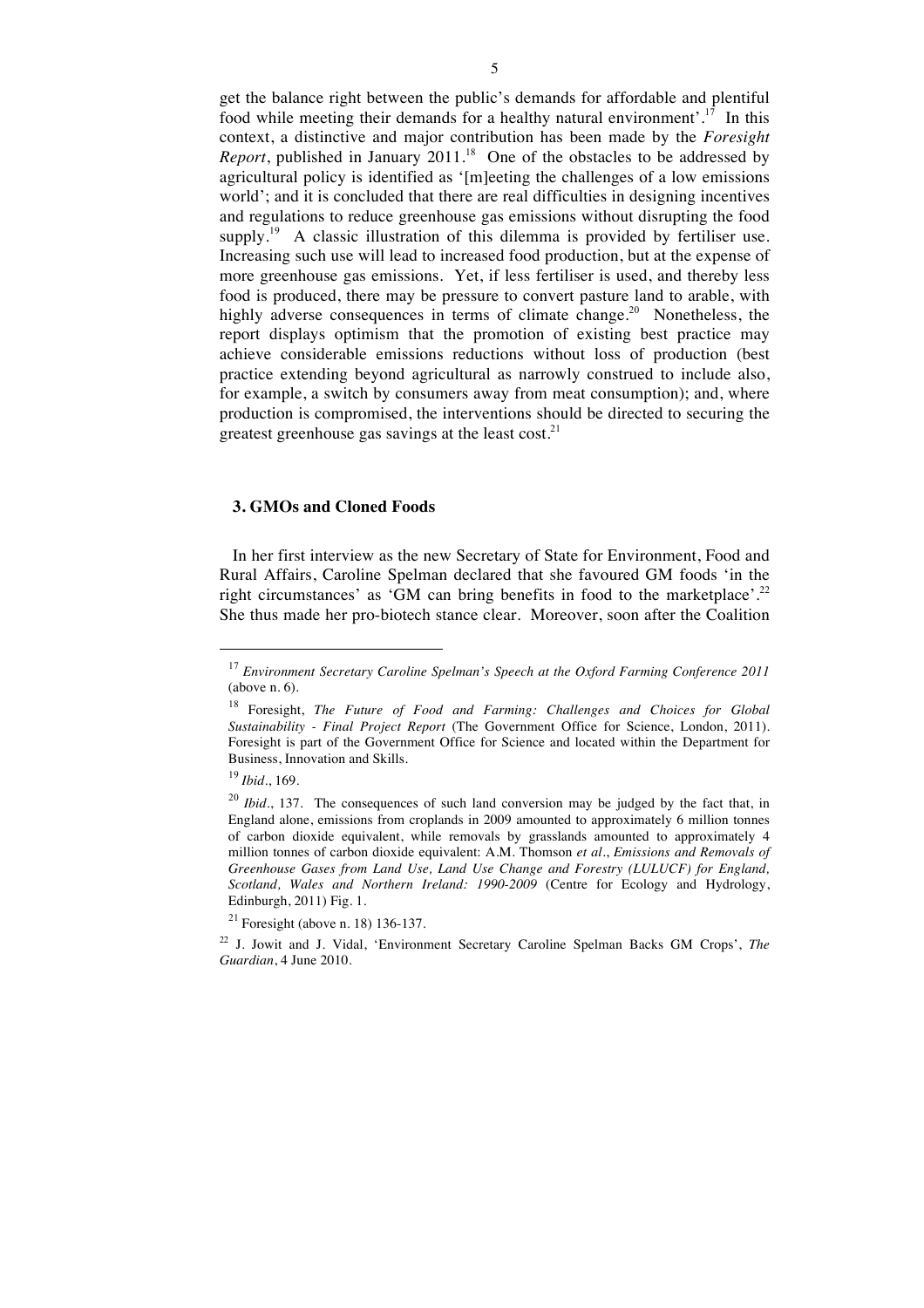get the balance right between the public's demands for affordable and plentiful food while meeting their demands for a healthy natural environment'.[17] In this context, a distinctive and major contribution has been made by the *Foresight Report*, published in January 2011.[18] One of the obstacles to be addressed by agricultural policy is identified as '[m]eeting the challenges of a low emissions world'; and it is concluded that there are real difficulties in designing incentives and regulations to reduce greenhouse gas emissions without disrupting the food supply.[19] A classic illustration of this dilemma is provided by fertiliser use. Increasing such use will lead to increased food production, but at the expense of more greenhouse gas emissions. Yet, if less fertiliser is used, and thereby less food is produced, there may be pressure to convert pasture land to arable, with highly adverse consequences in terms of climate change.[20] Nonetheless, the report displays optimism that the promotion of existing best practice may achieve considerable emissions reductions without loss of production (best practice extending beyond agricultural as narrowly construed to include also, for example, a switch by consumers away from meat consumption); and, where production is compromised, the interventions should be directed to securing the greatest greenhouse gas savings at the least cost.[21]

### 3. GMOs and Cloned Foods

In her first interview as the new Secretary of State for Environment, Food and Rural Affairs, Caroline Spelman declared that she favoured GM foods 'in the right circumstances' as 'GM can bring benefits in food to the marketplace'.[22] She thus made her pro-biotech stance clear. Moreover, soon after the Coalition

---

[17] *Environment Secretary Caroline Spelman's Speech at the Oxford Farming Conference 2011* (above n. 6).

[18] Foresight, *The Future of Food and Farming: Challenges and Choices for Global Sustainability - Final Project Report* (The Government Office for Science, London, 2011). Foresight is part of the Government Office for Science and located within the Department for Business, Innovation and Skills.

[19] *Ibid*., 169.

[20] *Ibid*., 137. The consequences of such land conversion may be judged by the fact that, in England alone, emissions from croplands in 2009 amounted to approximately 6 million tonnes of carbon dioxide equivalent, while removals by grasslands amounted to approximately 4 million tonnes of carbon dioxide equivalent: A.M. Thomson *et al*., *Emissions and Removals of Greenhouse Gases from Land Use, Land Use Change and Forestry (LULUCF) for England, Scotland, Wales and Northern Ireland: 1990-2009* (Centre for Ecology and Hydrology, Edinburgh, 2011) Fig. 1.

[21] Foresight (above n. 18) 136-137.

[22] J. Jowit and J. Vidal, 'Environment Secretary Caroline Spelman Backs GM Crops', *The Guardian*, 4 June 2010.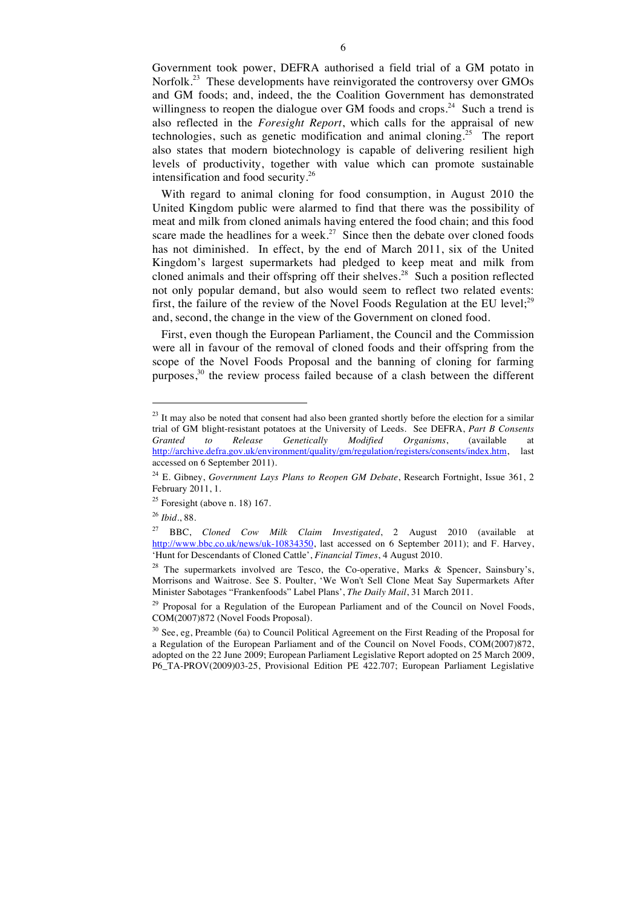Government took power, DEFRA authorised a field trial of a GM potato in Norfolk.[23] These developments have reinvigorated the controversy over GMOs and GM foods; and, indeed, the the Coalition Government has demonstrated willingness to reopen the dialogue over GM foods and crops.[24] Such a trend is also reflected in the *Foresight Report*, which calls for the appraisal of new technologies, such as genetic modification and animal cloning.[25] The report also states that modern biotechnology is capable of delivering resilient high levels of productivity, together with value which can promote sustainable intensification and food security.[26]

With regard to animal cloning for food consumption, in August 2010 the United Kingdom public were alarmed to find that there was the possibility of meat and milk from cloned animals having entered the food chain; and this food scare made the headlines for a week.[27] Since then the debate over cloned foods has not diminished. In effect, by the end of March 2011, six of the United Kingdom's largest supermarkets had pledged to keep meat and milk from cloned animals and their offspring off their shelves.[28] Such a position reflected not only popular demand, but also would seem to reflect two related events: first, the failure of the review of the Novel Foods Regulation at the EU level;[29] and, second, the change in the view of the Government on cloned food.

First, even though the European Parliament, the Council and the Commission were all in favour of the removal of cloned foods and their offspring from the scope of the Novel Foods Proposal and the banning of cloning for farming purposes,[30] the review process failed because of a clash between the different

---

[23] It may also be noted that consent had also been granted shortly before the election for a similar trial of GM blight-resistant potatoes at the University of Leeds. See DEFRA, *Part B Consents Granted to Release Genetically Modified Organisms*, (available at http://archive.defra.gov.uk/environment/quality/gm/regulation/registers/consents/index.htm, last accessed on 6 September 2011).

[24] E. Gibney, *Government Lays Plans to Reopen GM Debate*, Research Fortnight, Issue 361, 2 February 2011, 1.

[25] Foresight (above n. 18) 167.

[26] *Ibid*., 88.

[27] BBC, *Cloned Cow Milk Claim Investigated*, 2 August 2010 (available at http://www.bbc.co.uk/news/uk-10834350, last accessed on 6 September 2011); and F. Harvey, 'Hunt for Descendants of Cloned Cattle', *Financial Times*, 4 August 2010.

[28] The supermarkets involved are Tesco, the Co-operative, Marks & Spencer, Sainsbury's, Morrisons and Waitrose. See S. Poulter, 'We Won't Sell Clone Meat Say Supermarkets After Minister Sabotages "Frankenfoods" Label Plans', *The Daily Mail*, 31 March 2011.

[29] Proposal for a Regulation of the European Parliament and of the Council on Novel Foods, COM(2007)872 (Novel Foods Proposal).

[30] See, eg, Preamble (6a) to Council Political Agreement on the First Reading of the Proposal for a Regulation of the European Parliament and of the Council on Novel Foods, COM(2007)872, adopted on the 22 June 2009; European Parliament Legislative Report adopted on 25 March 2009, P6_TA-PROV(2009)03-25, Provisional Edition PE 422.707; European Parliament Legislative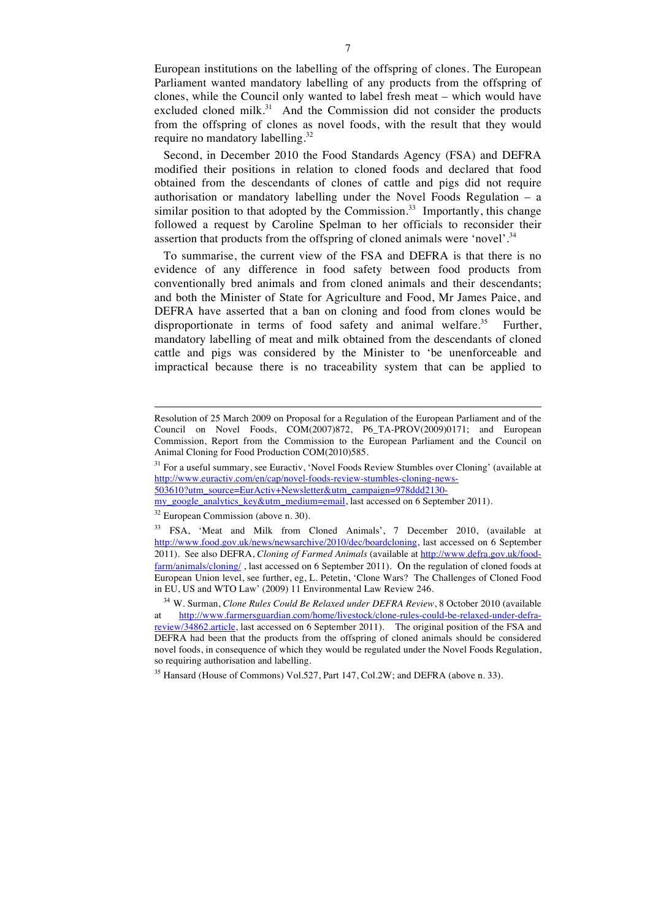European institutions on the labelling of the offspring of clones. The European Parliament wanted mandatory labelling of any products from the offspring of clones, while the Council only wanted to label fresh meat – which would have excluded cloned milk.[31] And the Commission did not consider the products from the offspring of clones as novel foods, with the result that they would require no mandatory labelling.[32]

Second, in December 2010 the Food Standards Agency (FSA) and DEFRA modified their positions in relation to cloned foods and declared that food obtained from the descendants of clones of cattle and pigs did not require authorisation or mandatory labelling under the Novel Foods Regulation – a similar position to that adopted by the Commission.[33] Importantly, this change followed a request by Caroline Spelman to her officials to reconsider their assertion that products from the offspring of cloned animals were 'novel'.[34]

To summarise, the current view of the FSA and DEFRA is that there is no evidence of any difference in food safety between food products from conventionally bred animals and from cloned animals and their descendants; and both the Minister of State for Agriculture and Food, Mr James Paice, and DEFRA have asserted that a ban on cloning and food from clones would be disproportionate in terms of food safety and animal welfare.[35] Further, mandatory labelling of meat and milk obtained from the descendants of cloned cattle and pigs was considered by the Minister to 'be unenforceable and impractical because there is no traceability system that can be applied to

---

Resolution of 25 March 2009 on Proposal for a Regulation of the European Parliament and of the Council on Novel Foods, COM(2007)872, P6_TA-PROV(2009)0171; and European Commission, Report from the Commission to the European Parliament and the Council on Animal Cloning for Food Production COM(2010)585.

[31] For a useful summary, see Euractiv, 'Novel Foods Review Stumbles over Cloning' (available at http://www.euractiv.com/en/cap/novel-foods-review-stumbles-cloning-news-503610?utm_source=EurActiv+Newsletter&utm_campaign=978ddd2130-my_google_analytics_key&utm_medium=email, last accessed on 6 September 2011).

[32] European Commission (above n. 30).

[33] FSA, 'Meat and Milk from Cloned Animals', 7 December 2010, (available at http://www.food.gov.uk/news/newsarchive/2010/dec/boardcloning, last accessed on 6 September 2011). See also DEFRA, *Cloning of Farmed Animals* (available at http://www.defra.gov.uk/food-farm/animals/cloning/ , last accessed on 6 September 2011). On the regulation of cloned foods at European Union level, see further, eg, L. Petetin, 'Clone Wars? The Challenges of Cloned Food in EU, US and WTO Law' (2009) 11 Environmental Law Review 246.

[34] W. Surman, *Clone Rules Could Be Relaxed under DEFRA Review*, 8 October 2010 (available at http://www.farmersguardian.com/home/livestock/clone-rules-could-be-relaxed-under-defra-review/34862.article, last accessed on 6 September 2011). The original position of the FSA and DEFRA had been that the products from the offspring of cloned animals should be considered novel foods, in consequence of which they would be regulated under the Novel Foods Regulation, so requiring authorisation and labelling.

[35] Hansard (House of Commons) Vol.527, Part 147, Col.2W; and DEFRA (above n. 33).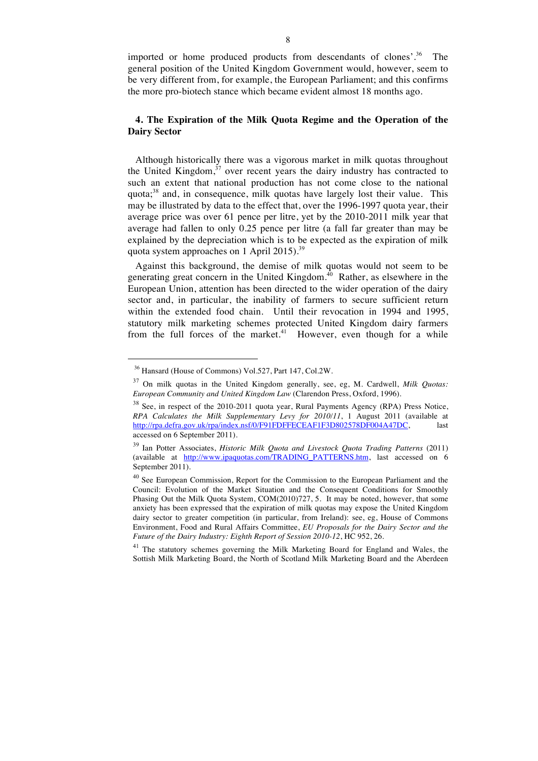imported or home produced products from descendants of clones'.[36] The general position of the United Kingdom Government would, however, seem to be very different from, for example, the European Parliament; and this confirms the more pro-biotech stance which became evident almost 18 months ago.

## 4. The Expiration of the Milk Quota Regime and the Operation of the Dairy Sector

Although historically there was a vigorous market in milk quotas throughout the United Kingdom,[37] over recent years the dairy industry has contracted to such an extent that national production has not come close to the national quota;[38] and, in consequence, milk quotas have largely lost their value. This may be illustrated by data to the effect that, over the 1996-1997 quota year, their average price was over 61 pence per litre, yet by the 2010-2011 milk year that average had fallen to only 0.25 pence per litre (a fall far greater than may be explained by the depreciation which is to be expected as the expiration of milk quota system approaches on 1 April 2015).[39]

Against this background, the demise of milk quotas would not seem to be generating great concern in the United Kingdom.[40] Rather, as elsewhere in the European Union, attention has been directed to the wider operation of the dairy sector and, in particular, the inability of farmers to secure sufficient return within the extended food chain. Until their revocation in 1994 and 1995, statutory milk marketing schemes protected United Kingdom dairy farmers from the full forces of the market.[41] However, even though for a while

---

[36] Hansard (House of Commons) Vol.527, Part 147, Col.2W.

[37] On milk quotas in the United Kingdom generally, see, eg, M. Cardwell, *Milk Quotas: European Community and United Kingdom Law* (Clarendon Press, Oxford, 1996).

[38] See, in respect of the 2010-2011 quota year, Rural Payments Agency (RPA) Press Notice, *RPA Calculates the Milk Supplementary Levy for 2010/11*, 1 August 2011 (available at http://rpa.defra.gov.uk/rpa/index.nsf/0/F91FDFFECEAF1F3D802578DF004A47DC, last accessed on 6 September 2011).

[39] Ian Potter Associates, *Historic Milk Quota and Livestock Quota Trading Patterns* (2011) (available at http://www.ipaquotas.com/TRADING_PATTERNS.htm, last accessed on 6 September 2011).

[40] See European Commission, Report for the Commission to the European Parliament and the Council: Evolution of the Market Situation and the Consequent Conditions for Smoothly Phasing Out the Milk Quota System, COM(2010)727, 5. It may be noted, however, that some anxiety has been expressed that the expiration of milk quotas may expose the United Kingdom dairy sector to greater competition (in particular, from Ireland): see, eg, House of Commons Environment, Food and Rural Affairs Committee, *EU Proposals for the Dairy Sector and the Future of the Dairy Industry: Eighth Report of Session 2010-12*, HC 952, 26.

[41] The statutory schemes governing the Milk Marketing Board for England and Wales, the Sottish Milk Marketing Board, the North of Scotland Milk Marketing Board and the Aberdeen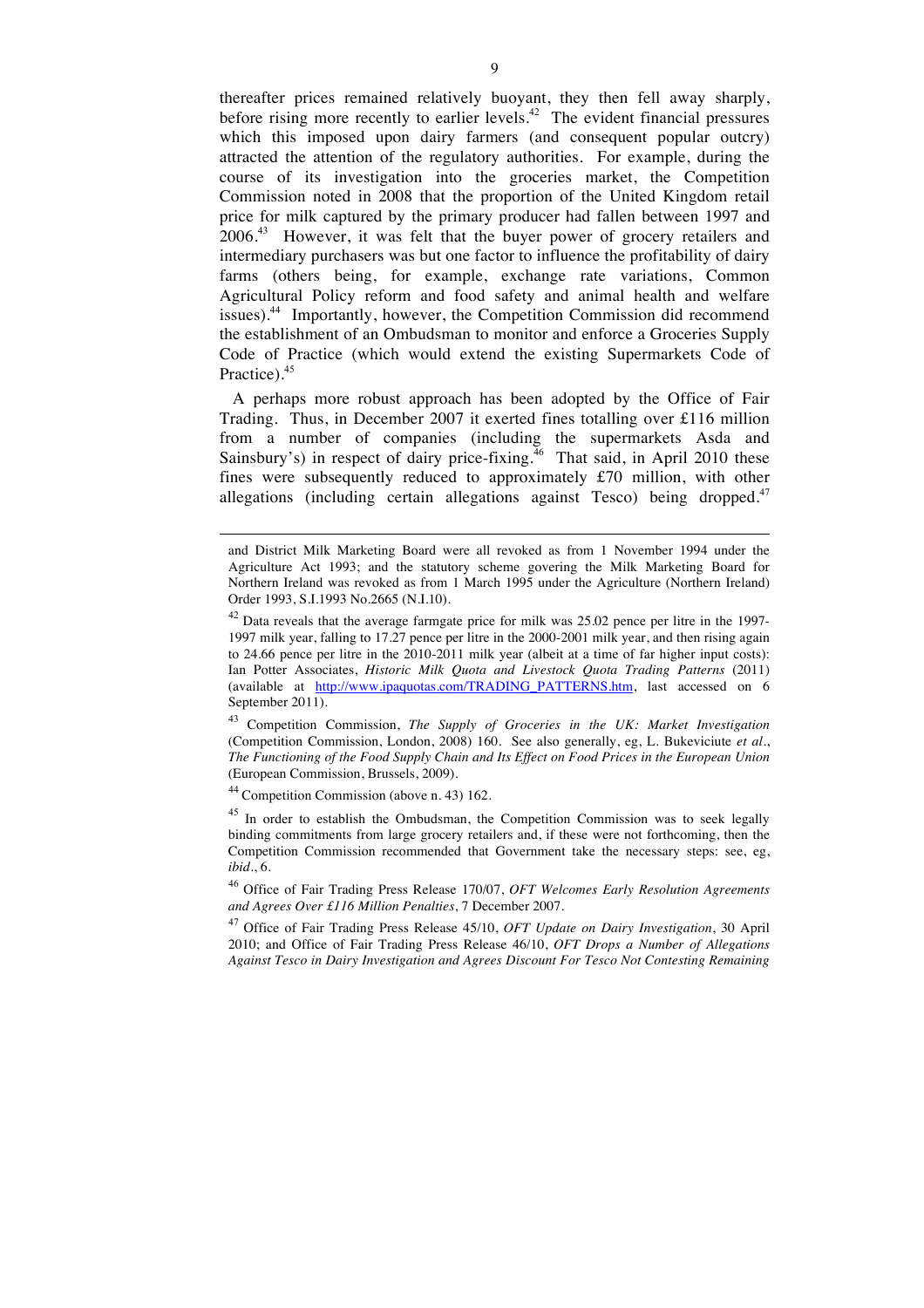thereafter prices remained relatively buoyant, they then fell away sharply, before rising more recently to earlier levels.[42] The evident financial pressures which this imposed upon dairy farmers (and consequent popular outcry) attracted the attention of the regulatory authorities. For example, during the course of its investigation into the groceries market, the Competition Commission noted in 2008 that the proportion of the United Kingdom retail price for milk captured by the primary producer had fallen between 1997 and 2006.[43] However, it was felt that the buyer power of grocery retailers and intermediary purchasers was but one factor to influence the profitability of dairy farms (others being, for example, exchange rate variations, Common Agricultural Policy reform and food safety and animal health and welfare issues).[44] Importantly, however, the Competition Commission did recommend the establishment of an Ombudsman to monitor and enforce a Groceries Supply Code of Practice (which would extend the existing Supermarkets Code of Practice).[45]

A perhaps more robust approach has been adopted by the Office of Fair Trading. Thus, in December 2007 it exerted fines totalling over £116 million from a number of companies (including the supermarkets Asda and Sainsbury's) in respect of dairy price-fixing.[46] That said, in April 2010 these fines were subsequently reduced to approximately £70 million, with other allegations (including certain allegations against Tesco) being dropped.[47]

---

and District Milk Marketing Board were all revoked as from 1 November 1994 under the Agriculture Act 1993; and the statutory scheme govering the Milk Marketing Board for Northern Ireland was revoked as from 1 March 1995 under the Agriculture (Northern Ireland) Order 1993, S.I.1993 No.2665 (N.I.10).

[42] Data reveals that the average farmgate price for milk was 25.02 pence per litre in the 1997-1997 milk year, falling to 17.27 pence per litre in the 2000-2001 milk year, and then rising again to 24.66 pence per litre in the 2010-2011 milk year (albeit at a time of far higher input costs): Ian Potter Associates, *Historic Milk Quota and Livestock Quota Trading Patterns* (2011) (available at http://www.ipaquotas.com/TRADING_PATTERNS.htm, last accessed on 6 September 2011).

[43] Competition Commission, *The Supply of Groceries in the UK: Market Investigation* (Competition Commission, London, 2008) 160. See also generally, eg, L. Bukeviciute *et al*., *The Functioning of the Food Supply Chain and Its Effect on Food Prices in the European Union* (European Commission, Brussels, 2009).

[44] Competition Commission (above n. 43) 162.

[45] In order to establish the Ombudsman, the Competition Commission was to seek legally binding commitments from large grocery retailers and, if these were not forthcoming, then the Competition Commission recommended that Government take the necessary steps: see, eg, *ibid*., 6.

[46] Office of Fair Trading Press Release 170/07, *OFT Welcomes Early Resolution Agreements and Agrees Over £116 Million Penalties*, 7 December 2007.

[47] Office of Fair Trading Press Release 45/10, *OFT Update on Dairy Investigation*, 30 April 2010; and Office of Fair Trading Press Release 46/10, *OFT Drops a Number of Allegations Against Tesco in Dairy Investigation and Agrees Discount For Tesco Not Contesting Remaining*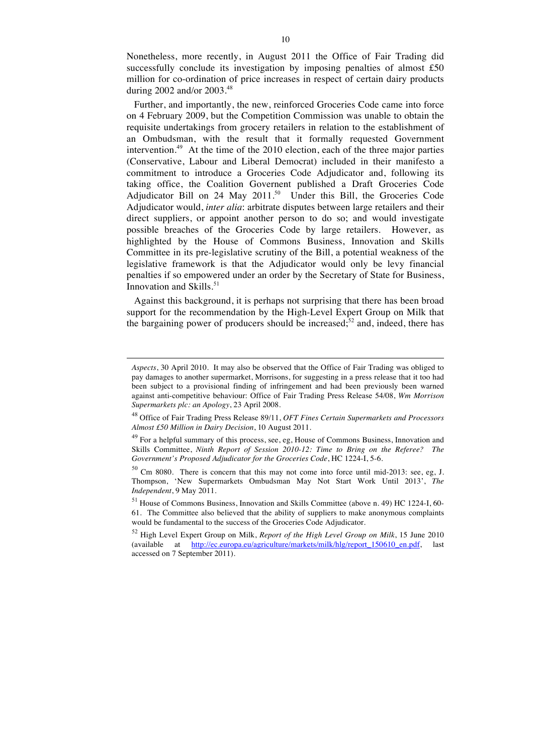Nonetheless, more recently, in August 2011 the Office of Fair Trading did successfully conclude its investigation by imposing penalties of almost £50 million for co-ordination of price increases in respect of certain dairy products during 2002 and/or 2003.[48]

Further, and importantly, the new, reinforced Groceries Code came into force on 4 February 2009, but the Competition Commission was unable to obtain the requisite undertakings from grocery retailers in relation to the establishment of an Ombudsman, with the result that it formally requested Government intervention.[49] At the time of the 2010 election, each of the three major parties (Conservative, Labour and Liberal Democrat) included in their manifesto a commitment to introduce a Groceries Code Adjudicator and, following its taking office, the Coalition Governent published a Draft Groceries Code Adjudicator Bill on 24 May 2011.[50] Under this Bill, the Groceries Code Adjudicator would, *inter alia*: arbitrate disputes between large retailers and their direct suppliers, or appoint another person to do so; and would investigate possible breaches of the Groceries Code by large retailers. However, as highlighted by the House of Commons Business, Innovation and Skills Committee in its pre-legislative scrutiny of the Bill, a potential weakness of the legislative framework is that the Adjudicator would only be levy financial penalties if so empowered under an order by the Secretary of State for Business, Innovation and Skills.[51]

Against this background, it is perhaps not surprising that there has been broad support for the recommendation by the High-Level Expert Group on Milk that the bargaining power of producers should be increased;[52] and, indeed, there has

---

*Aspects*, 30 April 2010. It may also be observed that the Office of Fair Trading was obliged to pay damages to another supermarket, Morrisons, for suggesting in a press release that it too had been subject to a provisional finding of infringement and had been previously been warned against anti-competitive behaviour: Office of Fair Trading Press Release 54/08, *Wm Morrison Supermarkets plc: an Apology*, 23 April 2008.

[48] Office of Fair Trading Press Release 89/11, *OFT Fines Certain Supermarkets and Processors Almost £50 Million in Dairy Decision*, 10 August 2011.

[49] For a helpful summary of this process, see, eg, House of Commons Business, Innovation and Skills Committee, *Ninth Report of Session 2010-12: Time to Bring on the Referee? The Government's Proposed Adjudicator for the Groceries Code*, HC 1224-I, 5-6.

[50] Cm 8080. There is concern that this may not come into force until mid-2013: see, eg, J. Thompson, 'New Supermarkets Ombudsman May Not Start Work Until 2013', *The Independent*, 9 May 2011.

[51] House of Commons Business, Innovation and Skills Committee (above n. 49) HC 1224-I, 60-61. The Committee also believed that the ability of suppliers to make anonymous complaints would be fundamental to the success of the Groceries Code Adjudicator.

[52] High Level Expert Group on Milk, *Report of the High Level Group on Milk*, 15 June 2010 (available at http://ec.europa.eu/agriculture/markets/milk/hlg/report_150610_en.pdf, last accessed on 7 September 2011).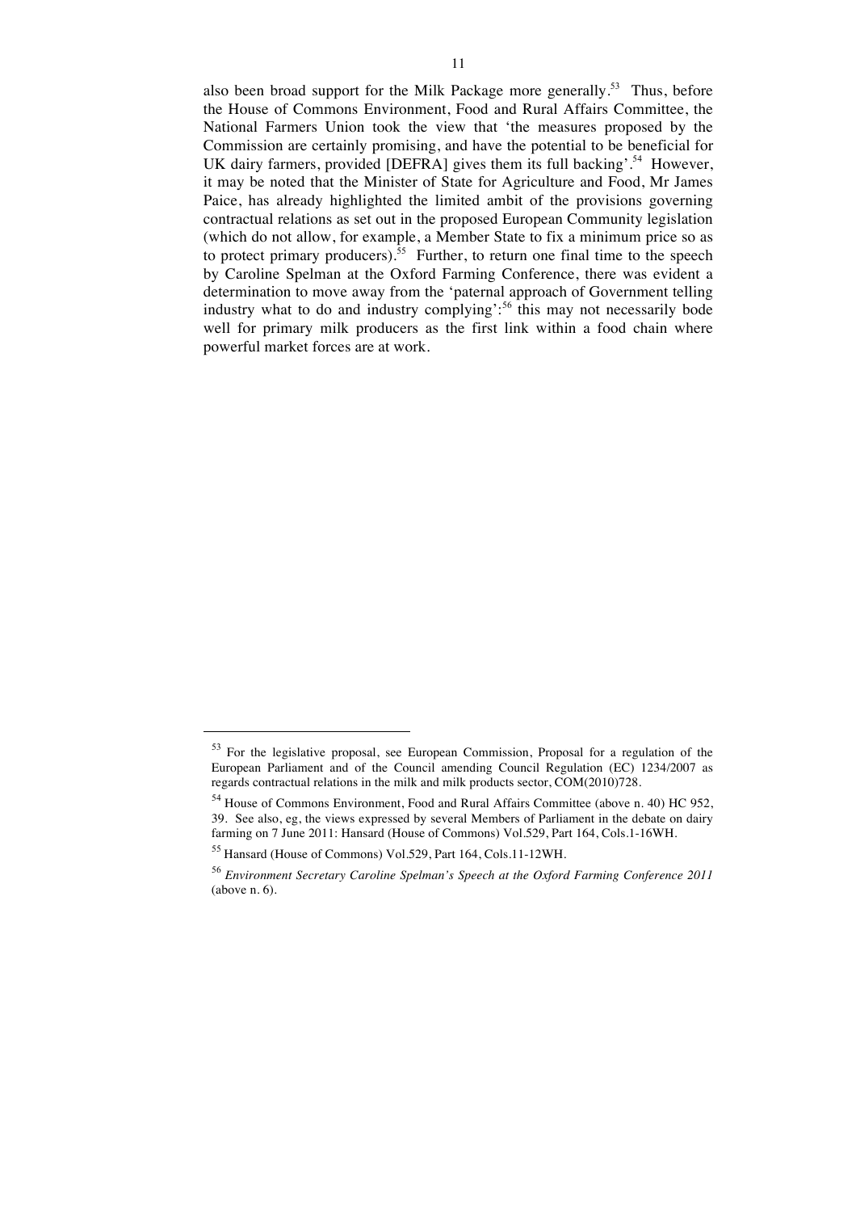also been broad support for the Milk Package more generally.[53] Thus, before the House of Commons Environment, Food and Rural Affairs Committee, the National Farmers Union took the view that 'the measures proposed by the Commission are certainly promising, and have the potential to be beneficial for UK dairy farmers, provided [DEFRA] gives them its full backing'.[54] However, it may be noted that the Minister of State for Agriculture and Food, Mr James Paice, has already highlighted the limited ambit of the provisions governing contractual relations as set out in the proposed European Community legislation (which do not allow, for example, a Member State to fix a minimum price so as to protect primary producers).[55] Further, to return one final time to the speech by Caroline Spelman at the Oxford Farming Conference, there was evident a determination to move away from the 'paternal approach of Government telling industry what to do and industry complying':[56] this may not necessarily bode well for primary milk producers as the first link within a food chain where powerful market forces are at work.

---

[53] For the legislative proposal, see European Commission, Proposal for a regulation of the European Parliament and of the Council amending Council Regulation (EC) 1234/2007 as regards contractual relations in the milk and milk products sector, COM(2010)728.

[54] House of Commons Environment, Food and Rural Affairs Committee (above n. 40) HC 952, 39. See also, eg, the views expressed by several Members of Parliament in the debate on dairy farming on 7 June 2011: Hansard (House of Commons) Vol.529, Part 164, Cols.1-16WH.

[55] Hansard (House of Commons) Vol.529, Part 164, Cols.11-12WH.

[56] *Environment Secretary Caroline Spelman's Speech at the Oxford Farming Conference 2011* (above n. 6).